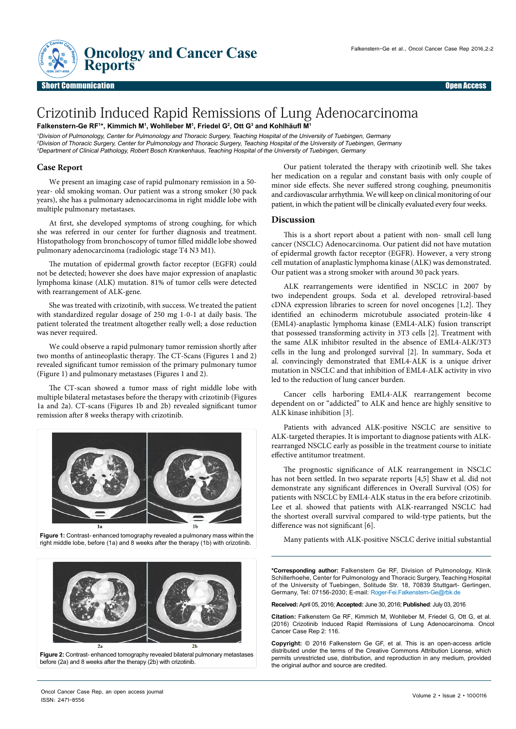# Crizotinib Induced Rapid Remissions of Lung Adenocarcinoma

**Falkenstern-Ge RF[1]*, Kimmich M[1], Wohlleber M[1], Friedel G[2], Ott G[3] and Kohlhäufl M[1]**

[1]*Division of Pulmonology, Center for Pulmonology and Thoracic Surgery, Teaching Hospital of the University of Tuebingen, Germany*
[2]*Division of Thoracic Surgery, Center for Pulmonology and Thoracic Surgery, Teaching Hospital of the University of Tuebingen, Germany*
[3]*Department of Clinical Pathology, Robert Bosch Krankenhaus, Teaching Hospital of the University of Tuebingen, Germany*

## Case Report

We present an imaging case of rapid pulmonary remission in a 50-year- old smoking woman. Our patient was a strong smoker (30 pack years), she has a pulmonary adenocarcinoma in right middle lobe with multiple pulmonary metastases.

At first, she developed symptoms of strong coughing, for which she was referred in our center for further diagnosis and treatment. Histopathology from bronchoscopy of tumor filled middle lobe showed pulmonary adenocarcinoma (radiologic stage T4 N3 M1).

The mutation of epidermal growth factor receptor (EGFR) could not be detected; however she does have major expression of anaplastic lymphoma kinase (ALK) mutation. 81% of tumor cells were detected with rearrangement of ALK-gene.

She was treated with crizotinib, with success. We treated the patient with standardized regular dosage of 250 mg 1-0-1 at daily basis. The patient tolerated the treatment altogether really well; a dose reduction was never required.

We could observe a rapid pulmonary tumor remission shortly after two months of antineoplastic therapy. The CT-Scans (Figures 1 and 2) revealed significant tumor remission of the primary pulmonary tumor (Figure 1) and pulmonary metastases (Figures 1 and 2).

The CT-scan showed a tumor mass of right middle lobe with multiple bilateral metastases before the therapy with crizotinib (Figures 1a and 2a). CT-scans (Figures 1b and 2b) revealed significant tumor remission after 8 weeks therapy with crizotinib.

**Figure 1:** Contrast- enhanced tomography revealed a pulmonary mass within the right middle lobe, before (1a) and 8 weeks after the therapy (1b) with crizotinib.

**Figure 2:** Contrast- enhanced tomography revealed bilateral pulmonary metastases before (2a) and 8 weeks after the therapy (2b) with crizotinib.

Our patient tolerated the therapy with crizotinib well. She takes her medication on a regular and constant basis with only couple of minor side effects. She never suffered strong coughing, pneumonitis and cardiovascular arrhythmia. We will keep on clinical monitoring of our patient, in which the patient will be clinically evaluated every four weeks.

## Discussion

This is a short report about a patient with non- small cell lung cancer (NSCLC) Adenocarcinoma. Our patient did not have mutation of epidermal growth factor receptor (EGFR). However, a very strong cell mutation of anaplastic lymphoma kinase (ALK) was demonstrated. Our patient was a strong smoker with around 30 pack years.

ALK rearrangements were identified in NSCLC in 2007 by two independent groups. Soda et al. developed retroviral-based cDNA expression libraries to screen for novel oncogenes [1,2]. They identified an echinoderm microtubule associated protein-like 4 (EML4)-anaplastic lymphoma kinase (EML4-ALK) fusion transcript that possessed transforming activity in 3T3 cells [2]. Treatment with the same ALK inhibitor resulted in the absence of EML4-ALK/3T3 cells in the lung and prolonged survival [2]. In summary, Soda et al. convincingly demonstrated that EML4-ALK is a unique driver mutation in NSCLC and that inhibition of EML4-ALK activity in vivo led to the reduction of lung cancer burden.

Cancer cells harboring EML4-ALK rearrangement become dependent on or "addicted" to ALK and hence are highly sensitive to ALK kinase inhibition [3].

Patients with advanced ALK-positive NSCLC are sensitive to ALK-targeted therapies. It is important to diagnose patients with ALK-rearranged NSCLC early as possible in the treatment course to initiate effective antitumor treatment.

The prognostic significance of ALK rearrangement in NSCLC has not been settled. In two separate reports [4,5] Shaw et al. did not demonstrate any significant differences in Overall Survival (OS) for patients with NSCLC by EML4-ALK status in the era before crizotinib. Lee et al. showed that patients with ALK-rearranged NSCLC had the shortest overall survival compared to wild-type patients, but the difference was not significant [6].

Many patients with ALK-positive NSCLC derive initial substantial

---

**\*Corresponding author:** Falkenstern Ge RF, Division of Pulmonology, Klinik Schillerhoehe, Center for Pulmonology and Thoracic Surgery, Teaching Hospital of the University of Tuebingen, Solitude Str. 18, 70839 Stuttgart- Gerlingen, Germany, Tel: 07156-2030; E-mail: Roger-Fei.Falkenstern-Ge@rbk.de

**Received:** April 05, 2016; **Accepted:** June 30, 2016; **Published**: July 03, 2016

**Citation:** Falkenstern Ge RF, Kimmich M, Wohlleber M, Friedel G, Ott G, et al. (2016) Crizotinib Induced Rapid Remissions of Lung Adenocarcinoma. Oncol Cancer Case Rep 2: 116.

**Copyright:** © 2016 Falkenstern Ge GF, et al. This is an open-access article distributed under the terms of the Creative Commons Attribution License, which permits unrestricted use, distribution, and reproduction in any medium, provided the original author and source are credited.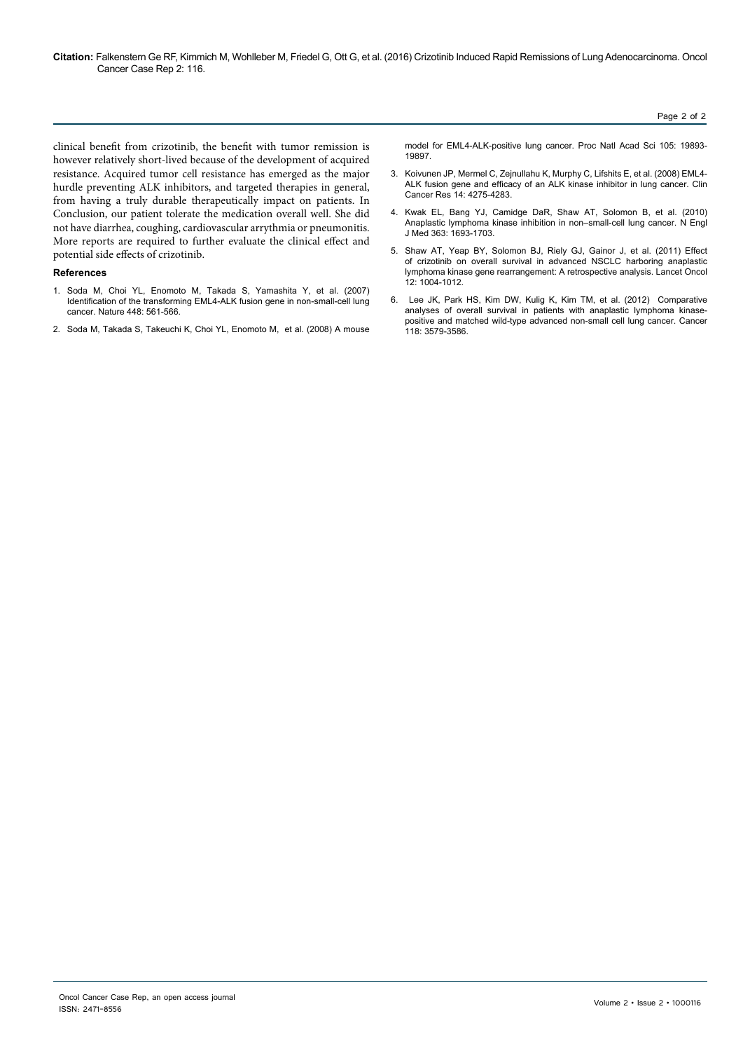clinical benefit from crizotinib, the benefit with tumor remission is however relatively short-lived because of the development of acquired resistance. Acquired tumor cell resistance has emerged as the major hurdle preventing ALK inhibitors, and targeted therapies in general, from having a truly durable therapeutically impact on patients. In Conclusion, our patient tolerate the medication overall well. She did not have diarrhea, coughing, cardiovascular arrythmia or pneumonitis. More reports are required to further evaluate the clinical effect and potential side effects of crizotinib.

### References

1. Soda M, Choi YL, Enomoto M, Takada S, Yamashita Y, et al. (2007) Identification of the transforming EML4-ALK fusion gene in non-small-cell lung cancer. Nature 448: 561-566.
2. Soda M, Takada S, Takeuchi K, Choi YL, Enomoto M, et al. (2008) A mouse model for EML4-ALK-positive lung cancer. Proc Natl Acad Sci 105: 19893-19897.
3. Koivunen JP, Mermel C, Zejnullahu K, Murphy C, Lifshits E, et al. (2008) EML4-ALK fusion gene and efficacy of an ALK kinase inhibitor in lung cancer. Clin Cancer Res 14: 4275-4283.
4. Kwak EL, Bang YJ, Camidge DaR, Shaw AT, Solomon B, et al. (2010) Anaplastic lymphoma kinase inhibition in non–small-cell lung cancer. N Engl J Med 363: 1693-1703.
5. Shaw AT, Yeap BY, Solomon BJ, Riely GJ, Gainor J, et al. (2011) Effect of crizotinib on overall survival in advanced NSCLC harboring anaplastic lymphoma kinase gene rearrangement: A retrospective analysis. Lancet Oncol 12: 1004-1012.
6. Lee JK, Park HS, Kim DW, Kulig K, Kim TM, et al. (2012) Comparative analyses of overall survival in patients with anaplastic lymphoma kinase-positive and matched wild-type advanced non-small cell lung cancer. Cancer 118: 3579-3586.